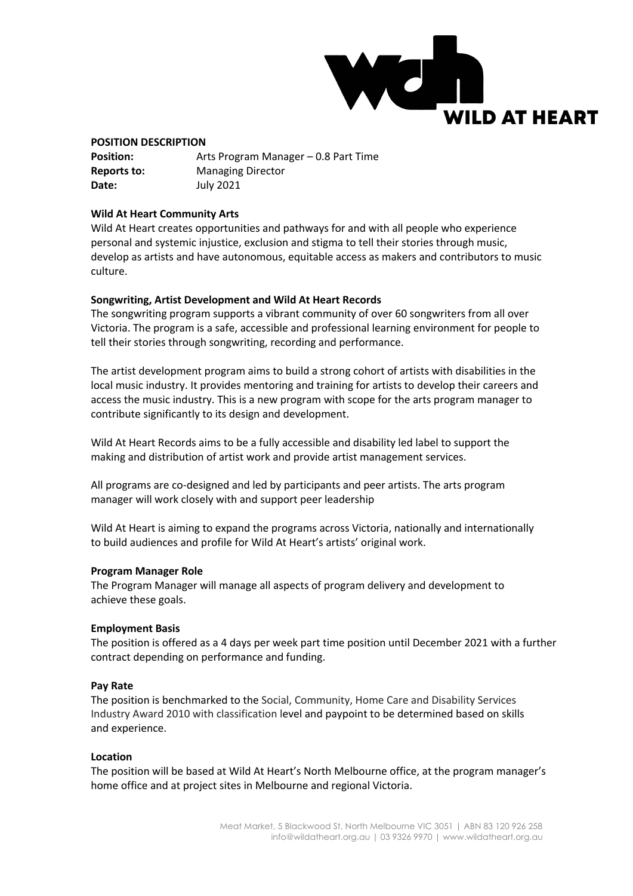WILD AT HEART

**POSITION DESCRIPTION**

**Position:** Arts Program Manager – 0.8 Part Time
**Reports to:** Managing Director
**Date:** July 2021

**Wild At Heart Community Arts**

Wild At Heart creates opportunities and pathways for and with all people who experience personal and systemic injustice, exclusion and stigma to tell their stories through music, develop as artists and have autonomous, equitable access as makers and contributors to music culture.

**Songwriting, Artist Development and Wild At Heart Records**

The songwriting program supports a vibrant community of over 60 songwriters from all over Victoria. The program is a safe, accessible and professional learning environment for people to tell their stories through songwriting, recording and performance.

The artist development program aims to build a strong cohort of artists with disabilities in the local music industry. It provides mentoring and training for artists to develop their careers and access the music industry. This is a new program with scope for the arts program manager to contribute significantly to its design and development.

Wild At Heart Records aims to be a fully accessible and disability led label to support the making and distribution of artist work and provide artist management services.

All programs are co-designed and led by participants and peer artists. The arts program manager will work closely with and support peer leadership

Wild At Heart is aiming to expand the programs across Victoria, nationally and internationally to build audiences and profile for Wild At Heart's artists' original work.

**Program Manager Role**

The Program Manager will manage all aspects of program delivery and development to achieve these goals.

**Employment Basis**

The position is offered as a 4 days per week part time position until December 2021 with a further contract depending on performance and funding.

**Pay Rate**

The position is benchmarked to the Social, Community, Home Care and Disability Services Industry Award 2010 with classification level and paypoint to be determined based on skills and experience.

**Location**

The position will be based at Wild At Heart's North Melbourne office, at the program manager's home office and at project sites in Melbourne and regional Victoria.

Meat Market, 5 Blackwood St, North Melbourne VIC 3051 | ABN 83 120 926 258
info@wildatheart.org.au | 03 9326 9970 | www.wildatheart.org.au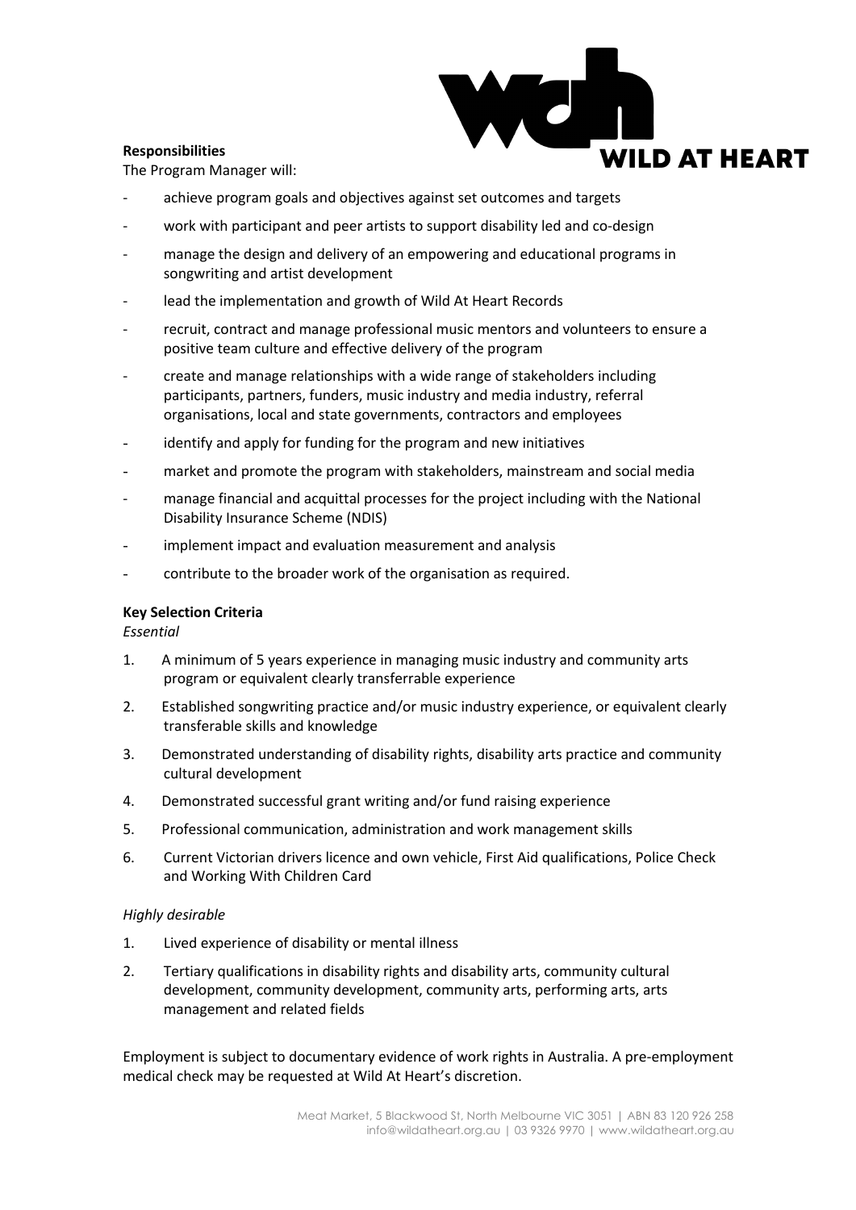**Responsibilities**

The Program Manager will:

- achieve program goals and objectives against set outcomes and targets
- work with participant and peer artists to support disability led and co-design
- manage the design and delivery of an empowering and educational programs in songwriting and artist development
- lead the implementation and growth of Wild At Heart Records
- recruit, contract and manage professional music mentors and volunteers to ensure a positive team culture and effective delivery of the program
- create and manage relationships with a wide range of stakeholders including participants, partners, funders, music industry and media industry, referral organisations, local and state governments, contractors and employees
- identify and apply for funding for the program and new initiatives
- market and promote the program with stakeholders, mainstream and social media
- manage financial and acquittal processes for the project including with the National Disability Insurance Scheme (NDIS)
- implement impact and evaluation measurement and analysis
- contribute to the broader work of the organisation as required.

**Key Selection Criteria**

*Essential*

1. A minimum of 5 years experience in managing music industry and community arts program or equivalent clearly transferrable experience
2. Established songwriting practice and/or music industry experience, or equivalent clearly transferable skills and knowledge
3. Demonstrated understanding of disability rights, disability arts practice and community cultural development
4. Demonstrated successful grant writing and/or fund raising experience
5. Professional communication, administration and work management skills
6. Current Victorian drivers licence and own vehicle, First Aid qualifications, Police Check and Working With Children Card

*Highly desirable*

1. Lived experience of disability or mental illness
2. Tertiary qualifications in disability rights and disability arts, community cultural development, community development, community arts, performing arts, arts management and related fields

Employment is subject to documentary evidence of work rights in Australia. A pre-employment medical check may be requested at Wild At Heart's discretion.

Meat Market, 5 Blackwood St, North Melbourne VIC 3051 | ABN 83 120 926 258
info@wildatheart.org.au | 03 9326 9970 | www.wildatheart.org.au